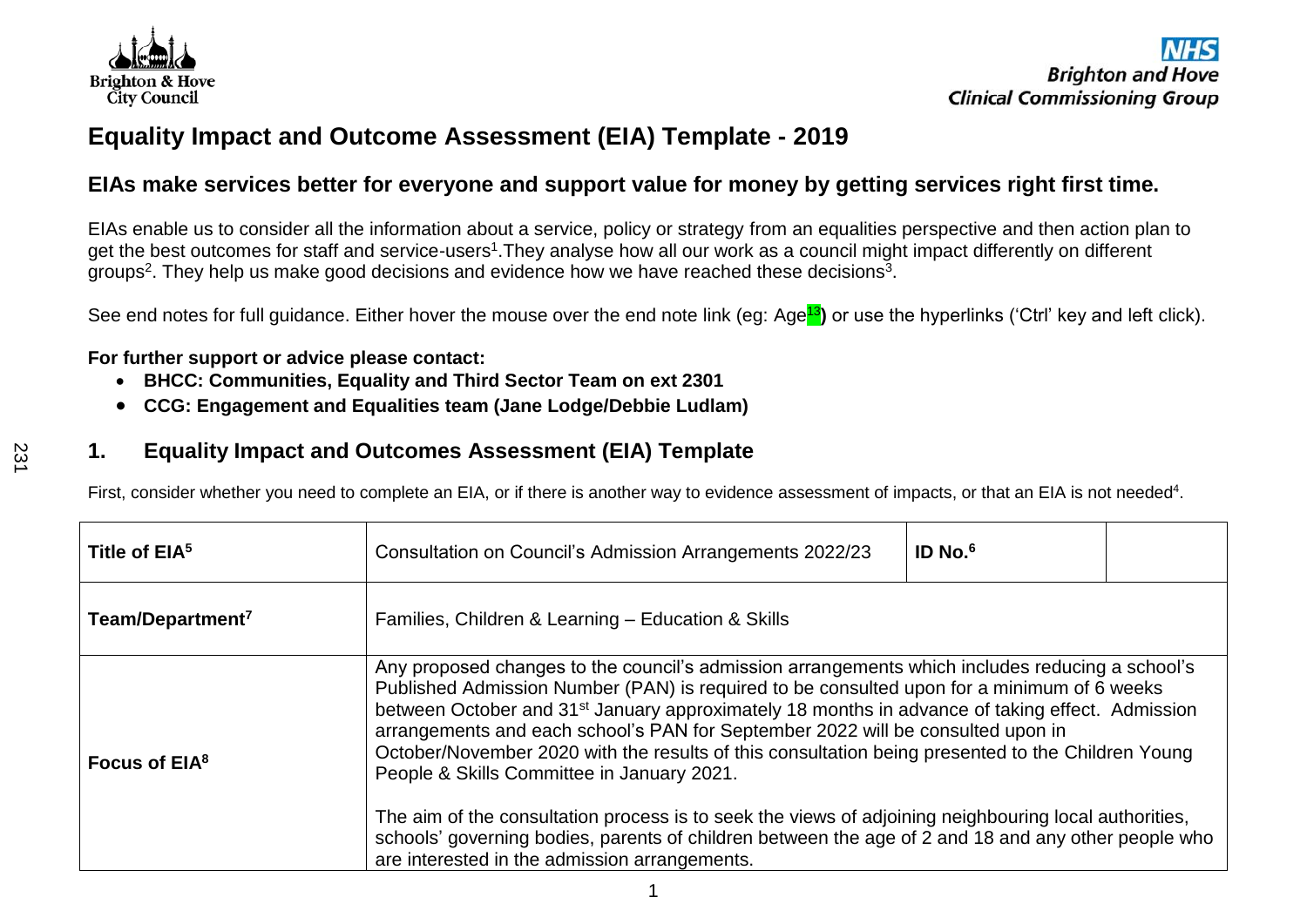# Equality Impact and Outcome Assessment (EIA) Template - 2019

## EIAs make services better for everyone and support value for money by getting services right first time.

EIAs enable us to consider all the information about a service, policy or strategy from an equalities perspective and then action plan to get the best outcomes for staff and service-users[1]. They analyse how all our work as a council might impact differently on different groups[2]. They help us make good decisions and evidence how we have reached these decisions[3].

See end notes for full guidance. Either hover the mouse over the end note link (eg: Age[13]) or use the hyperlinks ('Ctrl' key and left click).

**For further support or advice please contact:**

- **BHCC: Communities, Equality and Third Sector Team on ext 2301**
- **CCG: Engagement and Equalities team (Jane Lodge/Debbie Ludlam)**

## 1. Equality Impact and Outcomes Assessment (EIA) Template

First, consider whether you need to complete an EIA, or if there is another way to evidence assessment of impacts, or that an EIA is not needed[4].

| **Title of EIA[5]** | Consultation on Council's Admission Arrangements 2022/23 | **ID No.[6]** | |
|---|---|---|---|
| **Team/Department[7]** | Families, Children & Learning – Education & Skills | | |
| **Focus of EIA[8]** | Any proposed changes to the council's admission arrangements which includes reducing a school's Published Admission Number (PAN) is required to be consulted upon for a minimum of 6 weeks between October and 31st January approximately 18 months in advance of taking effect. Admission arrangements and each school's PAN for September 2022 will be consulted upon in October/November 2020 with the results of this consultation being presented to the Children Young People & Skills Committee in January 2021.<br><br>The aim of the consultation process is to seek the views of adjoining neighbouring local authorities, schools' governing bodies, parents of children between the age of 2 and 18 and any other people who are interested in the admission arrangements. | | |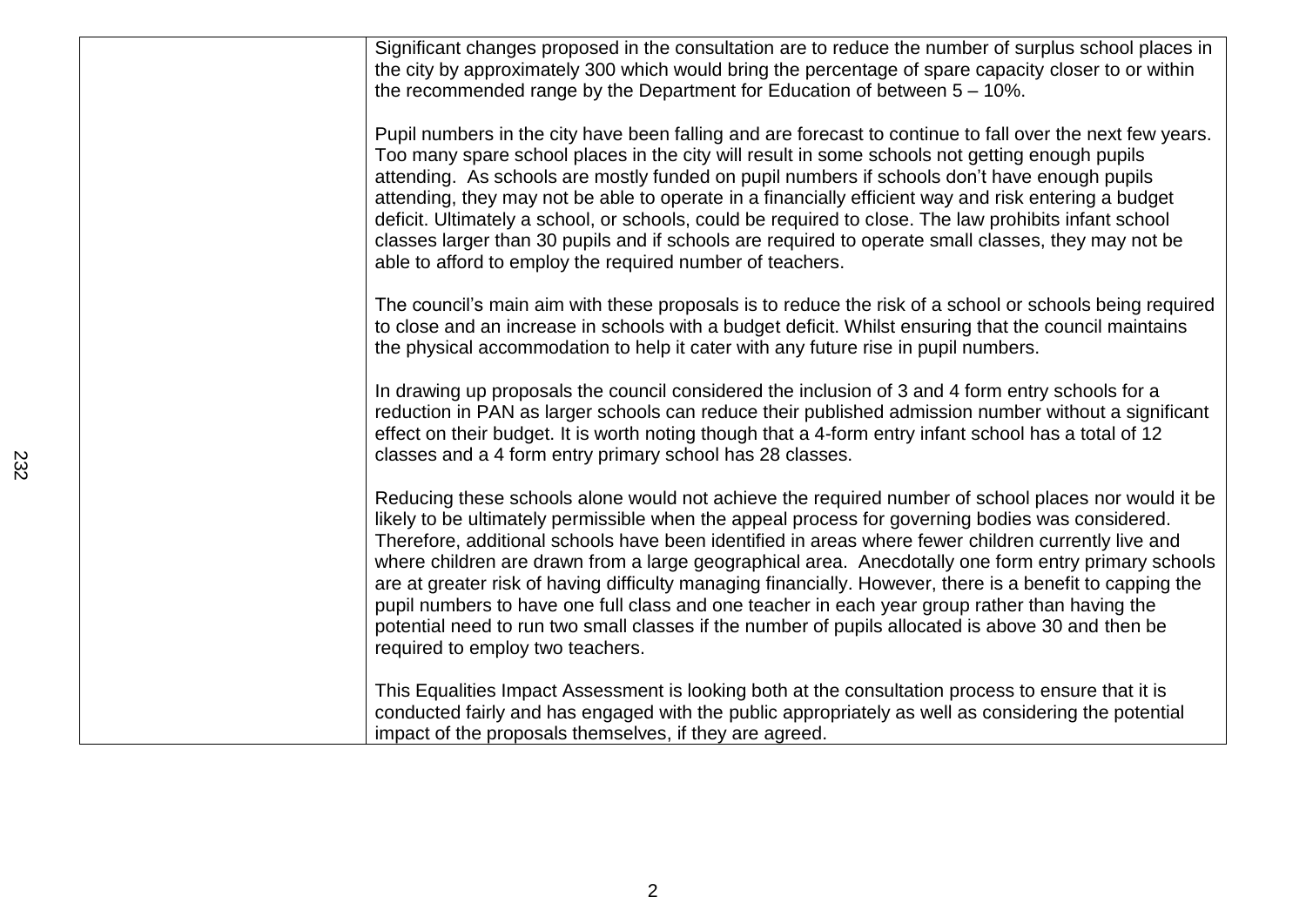| | |
|---|---|
| | Significant changes proposed in the consultation are to reduce the number of surplus school places in the city by approximately 300 which would bring the percentage of spare capacity closer to or within the recommended range by the Department for Education of between 5 – 10%.<br><br>Pupil numbers in the city have been falling and are forecast to continue to fall over the next few years. Too many spare school places in the city will result in some schools not getting enough pupils attending. As schools are mostly funded on pupil numbers if schools don't have enough pupils attending, they may not be able to operate in a financially efficient way and risk entering a budget deficit. Ultimately a school, or schools, could be required to close. The law prohibits infant school classes larger than 30 pupils and if schools are required to operate small classes, they may not be able to afford to employ the required number of teachers.<br><br>The council's main aim with these proposals is to reduce the risk of a school or schools being required to close and an increase in schools with a budget deficit. Whilst ensuring that the council maintains the physical accommodation to help it cater with any future rise in pupil numbers.<br><br>In drawing up proposals the council considered the inclusion of 3 and 4 form entry schools for a reduction in PAN as larger schools can reduce their published admission number without a significant effect on their budget. It is worth noting though that a 4-form entry infant school has a total of 12 classes and a 4 form entry primary school has 28 classes.<br><br>Reducing these schools alone would not achieve the required number of school places nor would it be likely to be ultimately permissible when the appeal process for governing bodies was considered. Therefore, additional schools have been identified in areas where fewer children currently live and where children are drawn from a large geographical area. Anecdotally one form entry primary schools are at greater risk of having difficulty managing financially. However, there is a benefit to capping the pupil numbers to have one full class and one teacher in each year group rather than having the potential need to run two small classes if the number of pupils allocated is above 30 and then be required to employ two teachers.<br><br>This Equalities Impact Assessment is looking both at the consultation process to ensure that it is conducted fairly and has engaged with the public appropriately as well as considering the potential impact of the proposals themselves, if they are agreed. |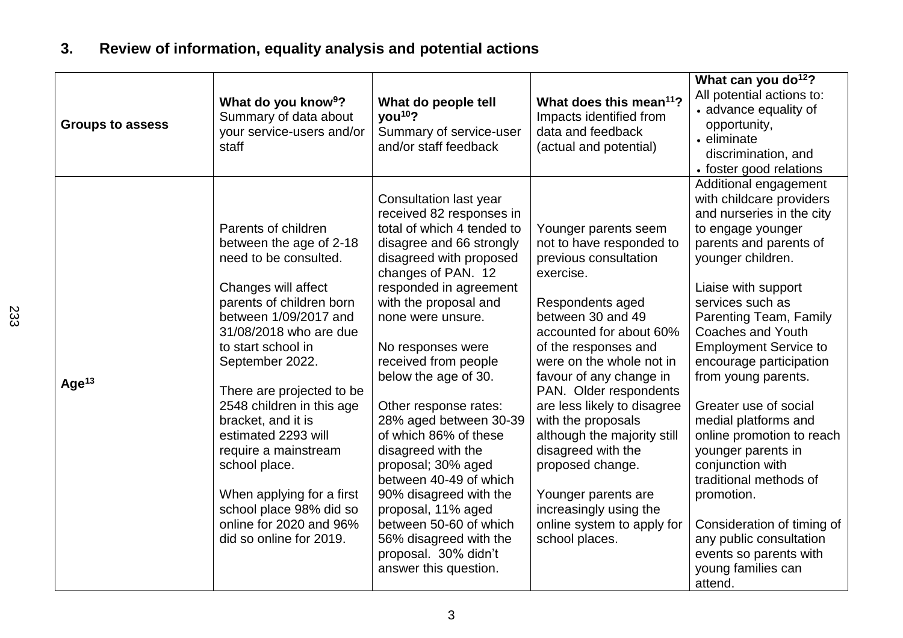## 3. Review of information, equality analysis and potential actions

| Groups to assess | **What do you know[9]?** Summary of data about your service-users and/or staff | **What do people tell you[10]?** Summary of service-user and/or staff feedback | **What does this mean[11]?** Impacts identified from data and feedback (actual and potential) | **What can you do[12]?** All potential actions to: • advance equality of opportunity, • eliminate discrimination, and • foster good relations |
|---|---|---|---|---|
| **Age[13]** | Parents of children between the age of 2-18 need to be consulted.<br><br>Changes will affect parents of children born between 1/09/2017 and 31/08/2018 who are due to start school in September 2022.<br><br>There are projected to be 2548 children in this age bracket, and it is estimated 2293 will require a mainstream school place.<br><br>When applying for a first school place 98% did so online for 2020 and 96% did so online for 2019. | Consultation last year received 82 responses in total of which 4 tended to disagree and 66 strongly disagreed with proposed changes of PAN. 12 responded in agreement with the proposal and none were unsure.<br><br>No responses were received from people below the age of 30.<br><br>Other response rates: 28% aged between 30-39 of which 86% of these disagreed with the proposal; 30% aged between 40-49 of which 90% disagreed with the proposal, 11% aged between 50-60 of which 56% disagreed with the proposal. 30% didn't answer this question. | Younger parents seem not to have responded to previous consultation exercise.<br><br>Respondents aged between 30 and 49 accounted for about 60% of the responses and were on the whole not in favour of any change in PAN. Older respondents are less likely to disagree with the proposals although the majority still disagreed with the proposed change.<br><br>Younger parents are increasingly using the online system to apply for school places. | Additional engagement with childcare providers and nurseries in the city to engage younger parents and parents of younger children.<br><br>Liaise with support services such as Parenting Team, Family Coaches and Youth Employment Service to encourage participation from young parents.<br><br>Greater use of social medial platforms and online promotion to reach younger parents in conjunction with traditional methods of promotion.<br><br>Consideration of timing of any public consultation events so parents with young families can attend. |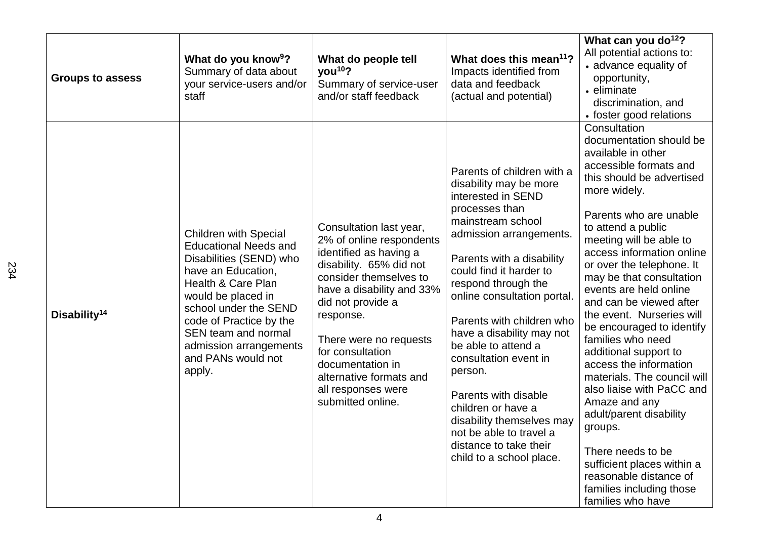| Groups to assess | What do you know[9]? Summary of data about your service-users and/or staff | What do people tell you[10]? Summary of service-user and/or staff feedback | What does this mean[11]? Impacts identified from data and feedback (actual and potential) | What can you do[12]? All potential actions to: • advance equality of opportunity, • eliminate discrimination, and • foster good relations |
|---|---|---|---|---|
| Disability[14] | Children with Special Educational Needs and Disabilities (SEND) who have an Education, Health & Care Plan would be placed in school under the SEND code of Practice by the SEN team and normal admission arrangements and PANs would not apply. | Consultation last year, 2% of online respondents identified as having a disability. 65% did not consider themselves to have a disability and 33% did not provide a response.<br><br>There were no requests for consultation documentation in alternative formats and all responses were submitted online. | Parents of children with a disability may be more interested in SEND processes than mainstream school admission arrangements.<br><br>Parents with a disability could find it harder to respond through the online consultation portal.<br><br>Parents with children who have a disability may not be able to attend a consultation event in person.<br><br>Parents with disable children or have a disability themselves may not be able to travel a distance to take their child to a school place. | Consultation documentation should be available in other accessible formats and this should be advertised more widely.<br><br>Parents who are unable to attend a public meeting will be able to access information online or over the telephone. It may be that consultation events are held online and can be viewed after the event. Nurseries will be encouraged to identify families who need additional support to access the information materials. The council will also liaise with PaCC and Amaze and any adult/parent disability groups.<br><br>There needs to be sufficient places within a reasonable distance of families including those families who have |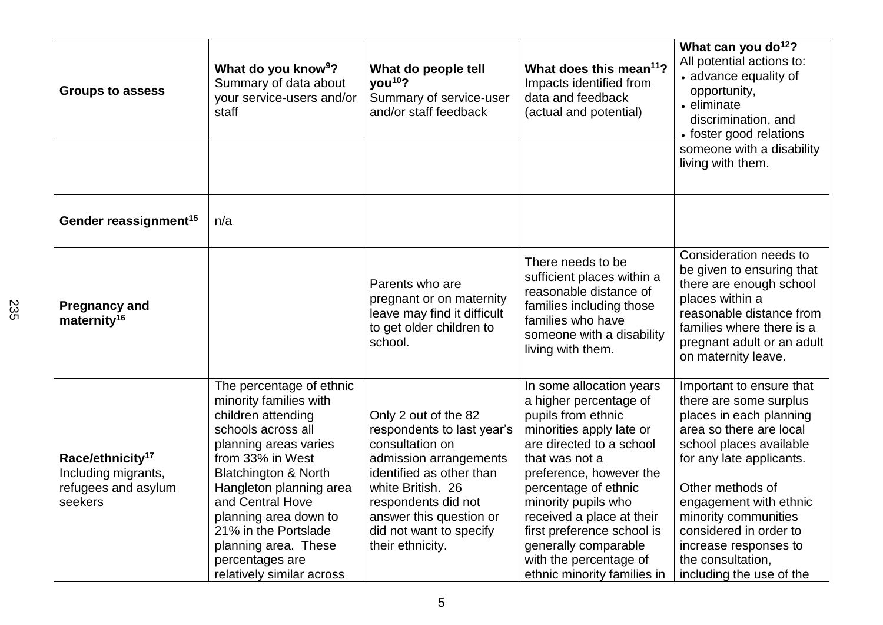| Groups to assess | What do you know[9]? Summary of data about your service-users and/or staff | What do people tell you[10]? Summary of service-user and/or staff feedback | What does this mean[11]? Impacts identified from data and feedback (actual and potential) | What can you do[12]? All potential actions to: • advance equality of opportunity, • eliminate discrimination, and • foster good relations |
|---|---|---|---|---|
| | | | | someone with a disability living with them. |
| Gender reassignment[15] | n/a | | | |
| Pregnancy and maternity[16] | | Parents who are pregnant or on maternity leave may find it difficult to get older children to school. | There needs to be sufficient places within a reasonable distance of families including those families who have someone with a disability living with them. | Consideration needs to be given to ensuring that there are enough school places within a reasonable distance from families where there is a pregnant adult or an adult on maternity leave. |
| Race/ethnicity[17] Including migrants, refugees and asylum seekers | The percentage of ethnic minority families with children attending schools across all planning areas varies from 33% in West Blatchington & North Hangleton planning area and Central Hove planning area down to 21% in the Portslade planning area. These percentages are relatively similar across | Only 2 out of the 82 respondents to last year's consultation on admission arrangements identified as other than white British. 26 respondents did not answer this question or did not want to specify their ethnicity. | In some allocation years a higher percentage of pupils from ethnic minorities apply late or are directed to a school that was not a preference, however the percentage of ethnic minority pupils who received a place at their first preference school is generally comparable with the percentage of ethnic minority families in | Important to ensure that there are some surplus places in each planning area so there are local school places available for any late applicants.<br><br>Other methods of engagement with ethnic minority communities considered in order to increase responses to the consultation, including the use of the |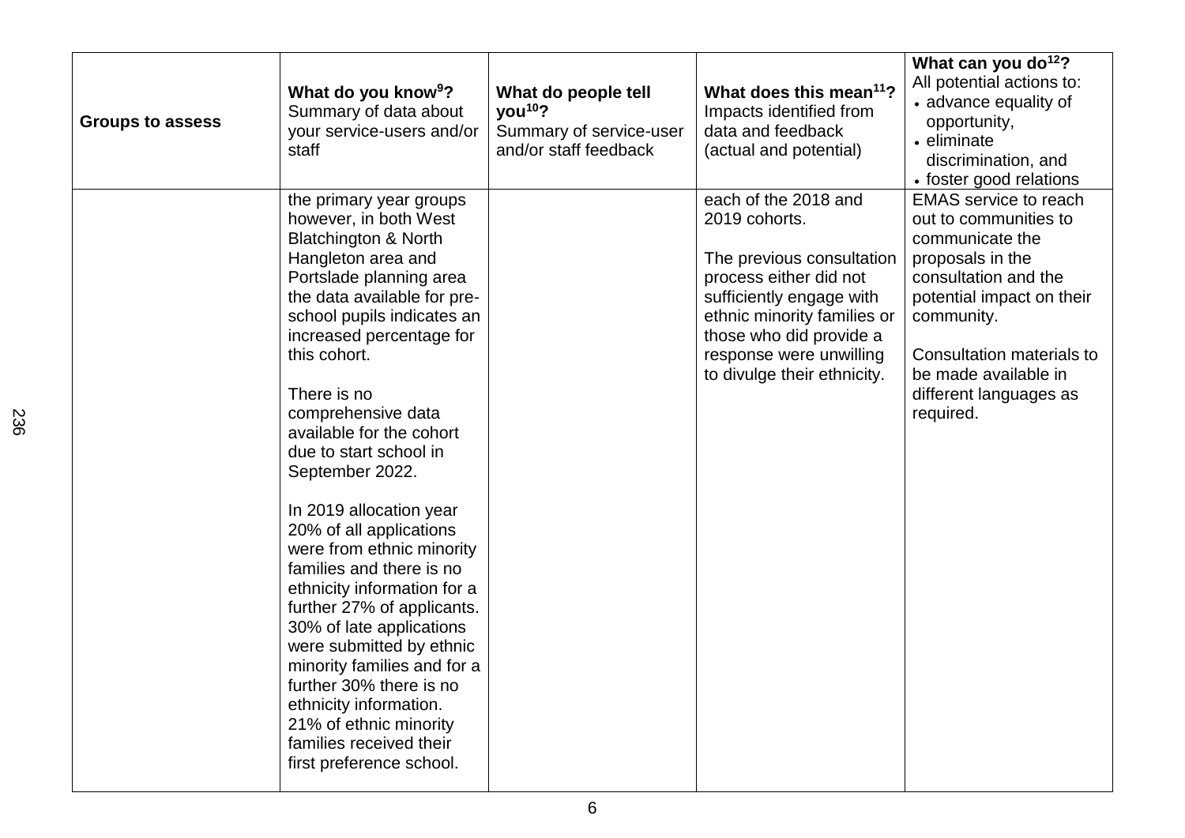| Groups to assess | **What do you know[9]?** Summary of data about your service-users and/or staff | **What do people tell you[10]?** Summary of service-user and/or staff feedback | **What does this mean[11]?** Impacts identified from data and feedback (actual and potential) | **What can you do[12]?** All potential actions to: • advance equality of opportunity, • eliminate discrimination, and • foster good relations |
|---|---|---|---|---|
| | the primary year groups however, in both West Blatchington & North Hangleton area and Portslade planning area the data available for pre-school pupils indicates an increased percentage for this cohort.<br><br>There is no comprehensive data available for the cohort due to start school in September 2022.<br><br>In 2019 allocation year 20% of all applications were from ethnic minority families and there is no ethnicity information for a further 27% of applicants. 30% of late applications were submitted by ethnic minority families and for a further 30% there is no ethnicity information. 21% of ethnic minority families received their first preference school. | | each of the 2018 and 2019 cohorts.<br><br>The previous consultation process either did not sufficiently engage with ethnic minority families or those who did provide a response were unwilling to divulge their ethnicity. | EMAS service to reach out to communities to communicate the proposals in the consultation and the potential impact on their community.<br><br>Consultation materials to be made available in different languages as required. |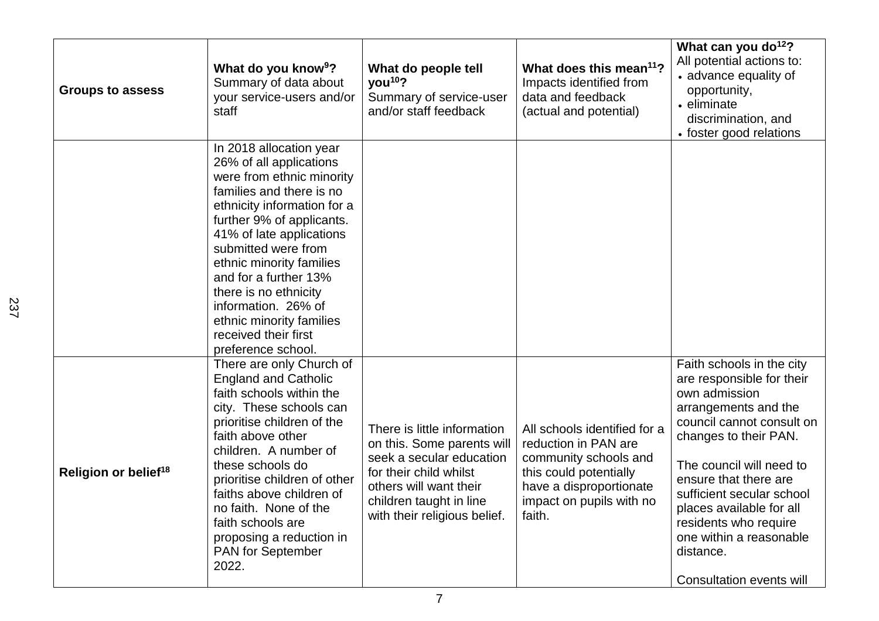| Groups to assess | **What do you know[9]?** Summary of data about your service-users and/or staff | **What do people tell you[10]?** Summary of service-user and/or staff feedback | **What does this mean[11]?** Impacts identified from data and feedback (actual and potential) | **What can you do[12]?** All potential actions to: • advance equality of opportunity, • eliminate discrimination, and • foster good relations |
|---|---|---|---|---|
| | In 2018 allocation year 26% of all applications were from ethnic minority families and there is no ethnicity information for a further 9% of applicants. 41% of late applications submitted were from ethnic minority families and for a further 13% there is no ethnicity information. 26% of ethnic minority families received their first preference school. | | | |
| **Religion or belief[18]** | There are only Church of England and Catholic faith schools within the city. These schools can prioritise children of the faith above other children. A number of these schools do prioritise children of other faiths above children of no faith. None of the faith schools are proposing a reduction in PAN for September 2022. | There is little information on this. Some parents will seek a secular education for their child whilst others will want their children taught in line with their religious belief. | All schools identified for a reduction in PAN are community schools and this could potentially have a disproportionate impact on pupils with no faith. | Faith schools in the city are responsible for their own admission arrangements and the council cannot consult on changes to their PAN.<br><br>The council will need to ensure that there are sufficient secular school places available for all residents who require one within a reasonable distance.<br><br>Consultation events will |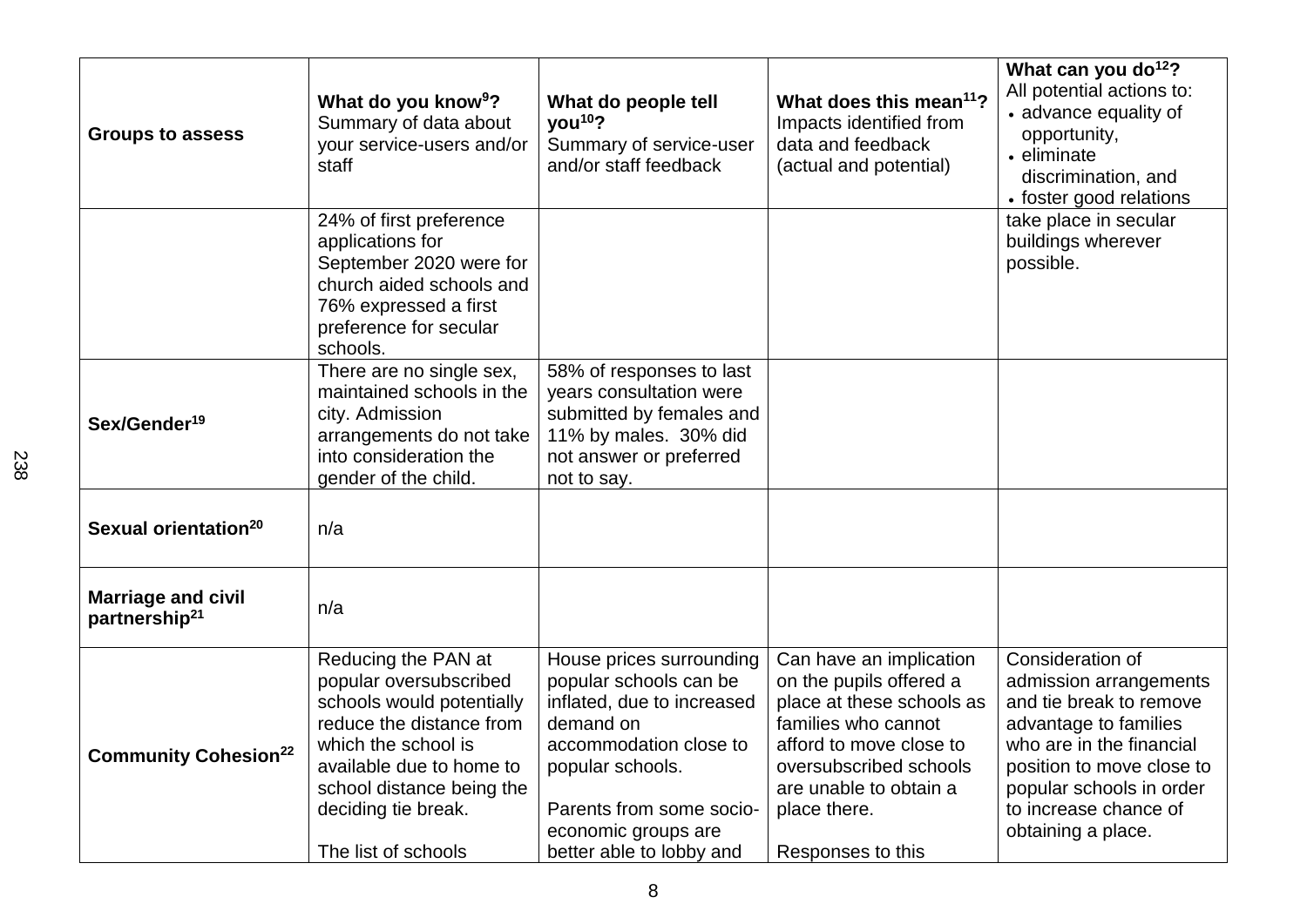| Groups to assess | **What do you know[9]?** Summary of data about your service-users and/or staff | **What do people tell you[10]?** Summary of service-user and/or staff feedback | **What does this mean[11]?** Impacts identified from data and feedback (actual and potential) | **What can you do[12]?** All potential actions to: • advance equality of opportunity, • eliminate discrimination, and • foster good relations |
|---|---|---|---|---|
| | 24% of first preference applications for September 2020 were for church aided schools and 76% expressed a first preference for secular schools. | | | take place in secular buildings wherever possible. |
| **Sex/Gender[19]** | There are no single sex, maintained schools in the city. Admission arrangements do not take into consideration the gender of the child. | 58% of responses to last years consultation were submitted by females and 11% by males. 30% did not answer or preferred not to say. | | |
| **Sexual orientation[20]** | n/a | | | |
| **Marriage and civil partnership[21]** | n/a | | | |
| **Community Cohesion[22]** | Reducing the PAN at popular oversubscribed schools would potentially reduce the distance from which the school is available due to home to school distance being the deciding tie break. The list of schools | House prices surrounding popular schools can be inflated, due to increased demand on accommodation close to popular schools. Parents from some socio-economic groups are better able to lobby and | Can have an implication on the pupils offered a place at these schools as families who cannot afford to move close to oversubscribed schools are unable to obtain a place there. Responses to this | Consideration of admission arrangements and tie break to remove advantage to families who are in the financial position to move close to popular schools in order to increase chance of obtaining a place. |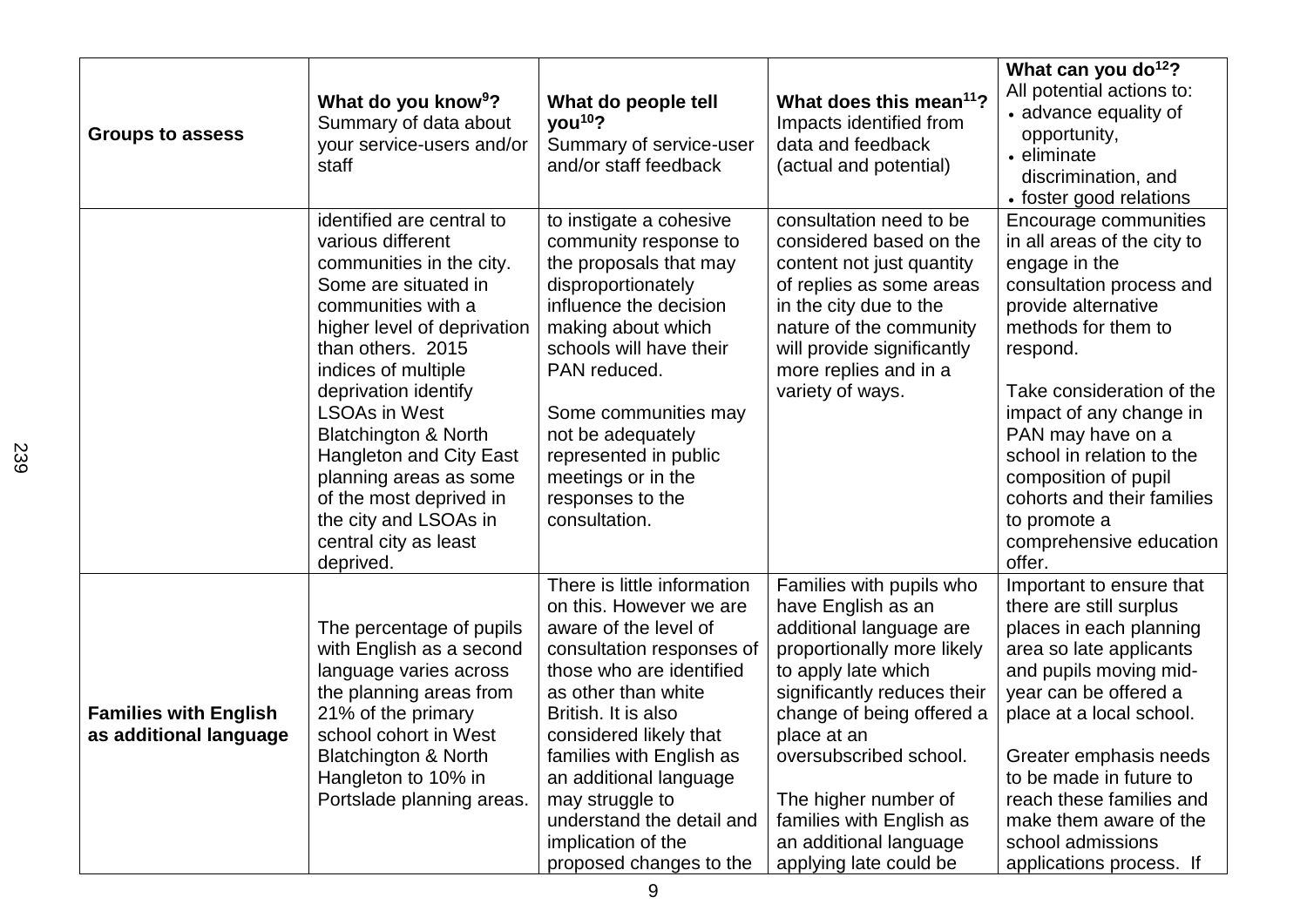| Groups to assess | **What do you know[9]?** Summary of data about your service-users and/or staff | **What do people tell you[10]?** Summary of service-user and/or staff feedback | **What does this mean[11]?** Impacts identified from data and feedback (actual and potential) | **What can you do[12]?** All potential actions to: • advance equality of opportunity, • eliminate discrimination, and • foster good relations |
|---|---|---|---|---|
| | identified are central to various different communities in the city. Some are situated in communities with a higher level of deprivation than others. 2015 indices of multiple deprivation identify LSOAs in West Blatchington & North Hangleton and City East planning areas as some of the most deprived in the city and LSOAs in central city as least deprived. | to instigate a cohesive community response to the proposals that may disproportionately influence the decision making about which schools will have their PAN reduced.<br><br>Some communities may not be adequately represented in public meetings or in the responses to the consultation. | consultation need to be considered based on the content not just quantity of replies as some areas in the city due to the nature of the community will provide significantly more replies and in a variety of ways. | Encourage communities in all areas of the city to engage in the consultation process and provide alternative methods for them to respond.<br><br>Take consideration of the impact of any change in PAN may have on a school in relation to the composition of pupil cohorts and their families to promote a comprehensive education offer. |
| **Families with English as additional language** | The percentage of pupils with English as a second language varies across the planning areas from 21% of the primary school cohort in West Blatchington & North Hangleton to 10% in Portslade planning areas. | There is little information on this. However we are aware of the level of consultation responses of those who are identified as other than white British. It is also considered likely that families with English as an additional language may struggle to understand the detail and implication of the proposed changes to the | Families with pupils who have English as an additional language are proportionally more likely to apply late which significantly reduces their change of being offered a place at an oversubscribed school.<br><br>The higher number of families with English as an additional language applying late could be | Important to ensure that there are still surplus places in each planning area so late applicants and pupils moving mid-year can be offered a place at a local school.<br><br>Greater emphasis needs to be made in future to reach these families and make them aware of the school admissions applications process. If |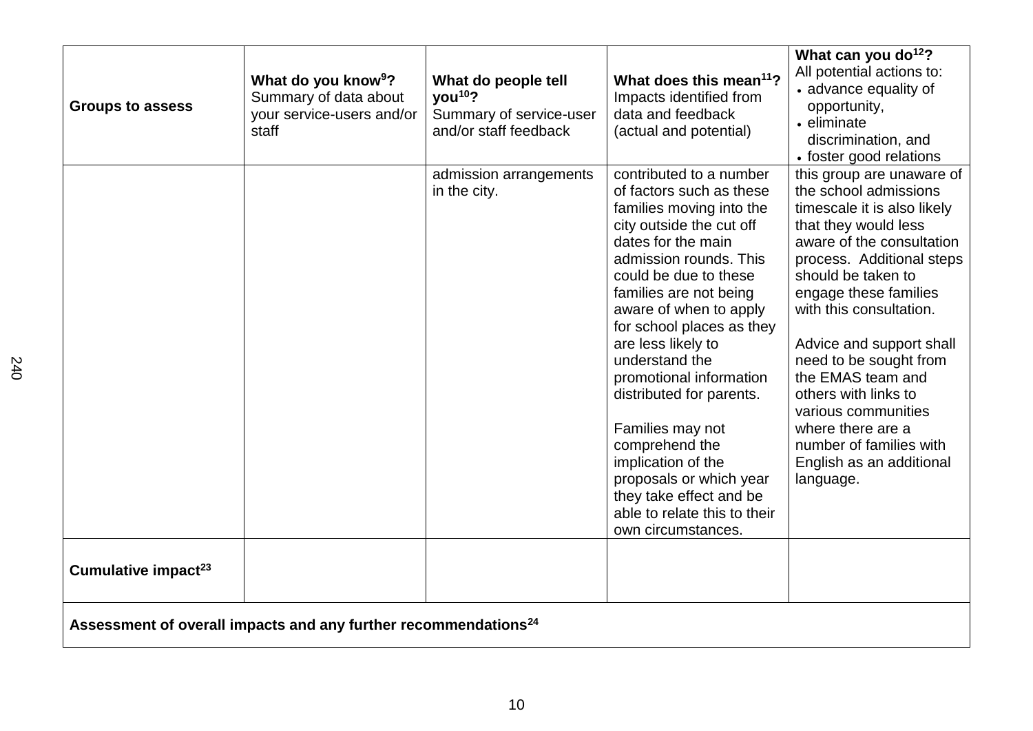| Groups to assess | What do you know[9]? Summary of data about your service-users and/or staff | What do people tell you[10]? Summary of service-user and/or staff feedback | What does this mean[11]? Impacts identified from data and feedback (actual and potential) | What can you do[12]? All potential actions to: • advance equality of opportunity, • eliminate discrimination, and • foster good relations |
|---|---|---|---|---|
| | | admission arrangements in the city. | contributed to a number of factors such as these families moving into the city outside the cut off dates for the main admission rounds. This could be due to these families are not being aware of when to apply for school places as they are less likely to understand the promotional information distributed for parents.<br><br>Families may not comprehend the implication of the proposals or which year they take effect and be able to relate this to their own circumstances. | this group are unaware of the school admissions timescale it is also likely that they would less aware of the consultation process. Additional steps should be taken to engage these families with this consultation.<br><br>Advice and support shall need to be sought from the EMAS team and others with links to various communities where there are a number of families with English as an additional language. |
| **Cumulative impact[23]** | | | | |
| **Assessment of overall impacts and any further recommendations[24]** | | | | |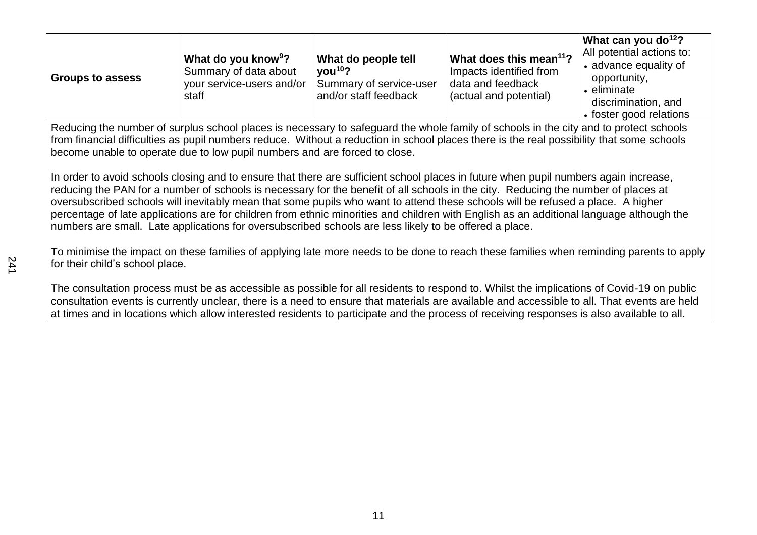| Groups to assess | What do you know[9]? Summary of data about your service-users and/or staff | What do people tell you[10]? Summary of service-user and/or staff feedback | What does this mean[11]? Impacts identified from data and feedback (actual and potential) | What can you do[12]? All potential actions to: • advance equality of opportunity, • eliminate discrimination, and • foster good relations |
|---|---|---|---|---|

Reducing the number of surplus school places is necessary to safeguard the whole family of schools in the city and to protect schools from financial difficulties as pupil numbers reduce. Without a reduction in school places there is the real possibility that some schools become unable to operate due to low pupil numbers and are forced to close.

In order to avoid schools closing and to ensure that there are sufficient school places in future when pupil numbers again increase, reducing the PAN for a number of schools is necessary for the benefit of all schools in the city. Reducing the number of places at oversubscribed schools will inevitably mean that some pupils who want to attend these schools will be refused a place. A higher percentage of late applications are for children from ethnic minorities and children with English as an additional language although the numbers are small. Late applications for oversubscribed schools are less likely to be offered a place.

To minimise the impact on these families of applying late more needs to be done to reach these families when reminding parents to apply for their child's school place.

The consultation process must be as accessible as possible for all residents to respond to. Whilst the implications of Covid-19 on public consultation events is currently unclear, there is a need to ensure that materials are available and accessible to all. That events are held at times and in locations which allow interested residents to participate and the process of receiving responses is also available to all.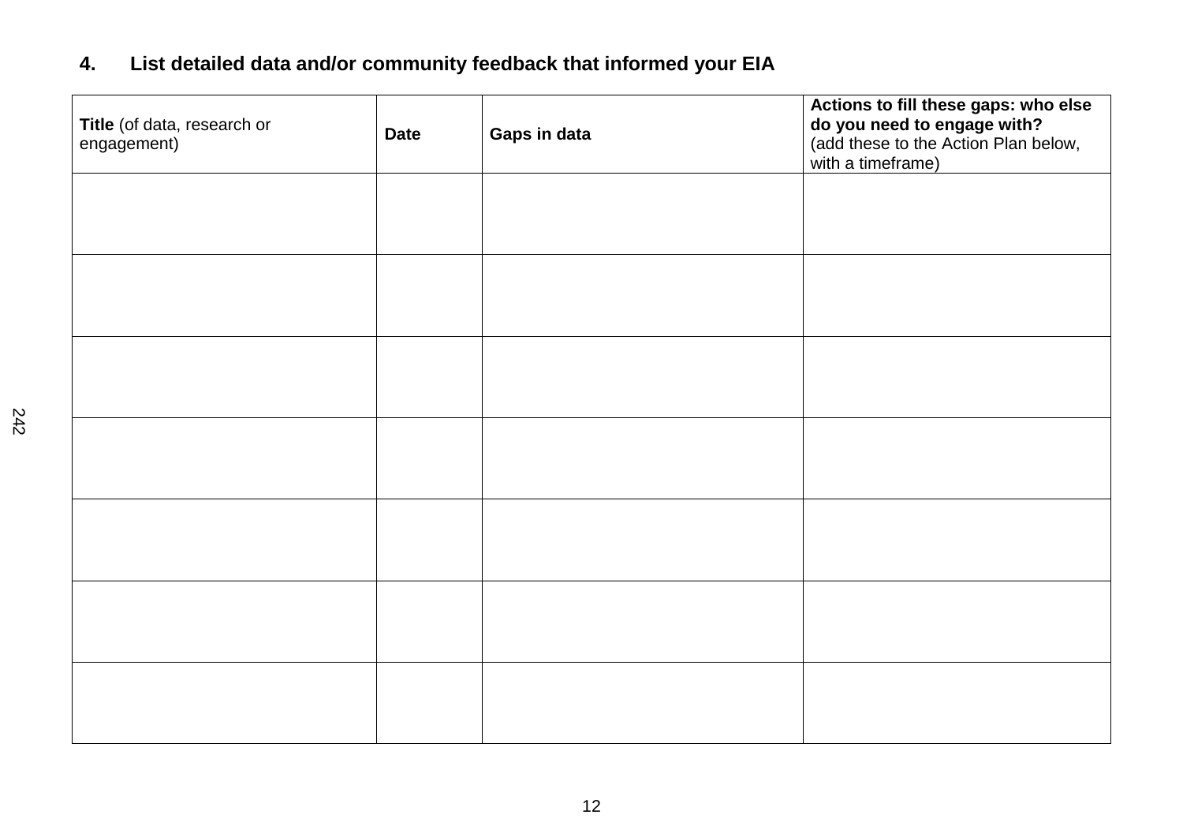## 4. List detailed data and/or community feedback that informed your EIA

| **Title** (of data, research or engagement) | **Date** | **Gaps in data** | **Actions to fill these gaps: who else do you need to engage with?** (add these to the Action Plan below, with a timeframe) |
|---|---|---|---|
| | | | |
| | | | |
| | | | |
| | | | |
| | | | |
| | | | |
| | | | |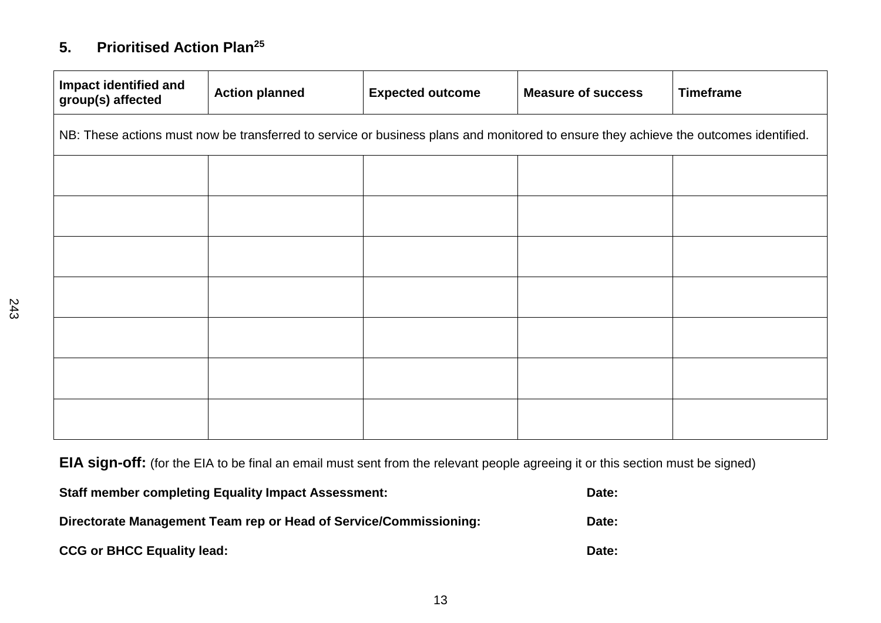## 5. Prioritised Action Plan[25]

| Impact identified and group(s) affected | Action planned | Expected outcome | Measure of success | Timeframe |
|---|---|---|---|---|
| NB: These actions must now be transferred to service or business plans and monitored to ensure they achieve the outcomes identified. | | | | |
| | | | | |
| | | | | |
| | | | | |
| | | | | |
| | | | | |
| | | | | |
| | | | | |

**EIA sign-off:** (for the EIA to be final an email must sent from the relevant people agreeing it or this section must be signed)

**Staff member completing Equality Impact Assessment:** **Date:**

**Directorate Management Team rep or Head of Service/Commissioning:** **Date:**

**CCG or BHCC Equality lead:** **Date:**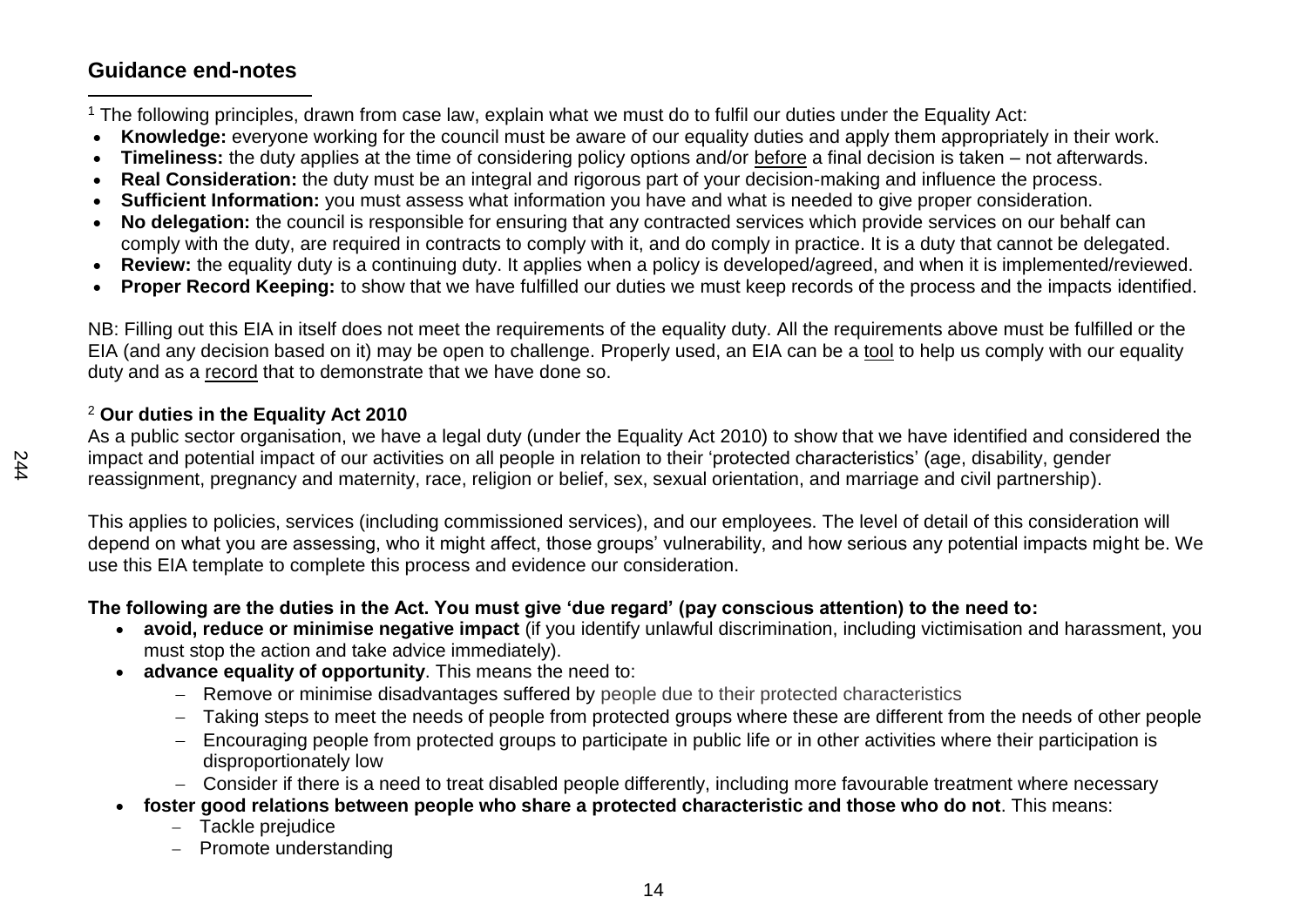## Guidance end-notes

[1] The following principles, drawn from case law, explain what we must do to fulfil our duties under the Equality Act:

- **Knowledge:** everyone working for the council must be aware of our equality duties and apply them appropriately in their work.
- **Timeliness:** the duty applies at the time of considering policy options and/or before a final decision is taken – not afterwards.
- **Real Consideration:** the duty must be an integral and rigorous part of your decision-making and influence the process.
- **Sufficient Information:** you must assess what information you have and what is needed to give proper consideration.
- **No delegation:** the council is responsible for ensuring that any contracted services which provide services on our behalf can comply with the duty, are required in contracts to comply with it, and do comply in practice. It is a duty that cannot be delegated.
- **Review:** the equality duty is a continuing duty. It applies when a policy is developed/agreed, and when it is implemented/reviewed.
- **Proper Record Keeping:** to show that we have fulfilled our duties we must keep records of the process and the impacts identified.

NB: Filling out this EIA in itself does not meet the requirements of the equality duty. All the requirements above must be fulfilled or the EIA (and any decision based on it) may be open to challenge. Properly used, an EIA can be a tool to help us comply with our equality duty and as a record that to demonstrate that we have done so.

[2] **Our duties in the Equality Act 2010**

As a public sector organisation, we have a legal duty (under the Equality Act 2010) to show that we have identified and considered the impact and potential impact of our activities on all people in relation to their 'protected characteristics' (age, disability, gender reassignment, pregnancy and maternity, race, religion or belief, sex, sexual orientation, and marriage and civil partnership).

This applies to policies, services (including commissioned services), and our employees. The level of detail of this consideration will depend on what you are assessing, who it might affect, those groups' vulnerability, and how serious any potential impacts might be. We use this EIA template to complete this process and evidence our consideration.

**The following are the duties in the Act. You must give 'due regard' (pay conscious attention) to the need to:**

- **avoid, reduce or minimise negative impact** (if you identify unlawful discrimination, including victimisation and harassment, you must stop the action and take advice immediately).
- **advance equality of opportunity**. This means the need to:
  - Remove or minimise disadvantages suffered by people due to their protected characteristics
  - Taking steps to meet the needs of people from protected groups where these are different from the needs of other people
  - Encouraging people from protected groups to participate in public life or in other activities where their participation is disproportionately low
  - Consider if there is a need to treat disabled people differently, including more favourable treatment where necessary
- **foster good relations between people who share a protected characteristic and those who do not**. This means:
  - Tackle prejudice
  - Promote understanding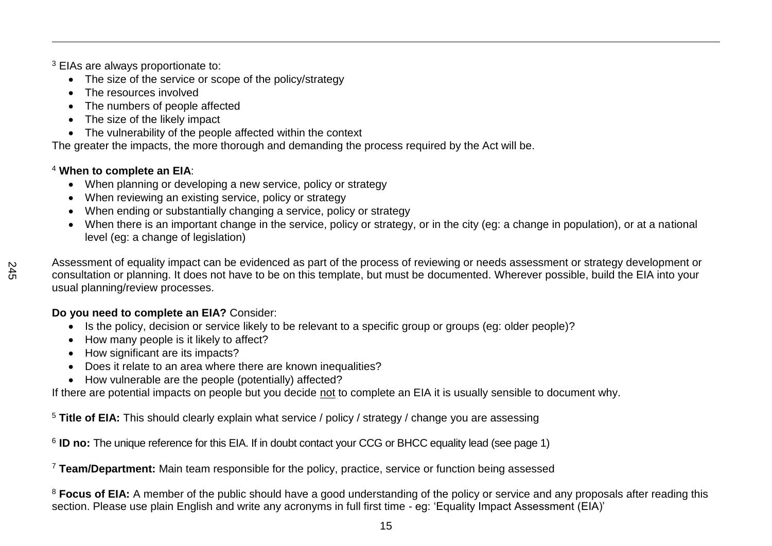[3] EIAs are always proportionate to:

- The size of the service or scope of the policy/strategy
- The resources involved
- The numbers of people affected
- The size of the likely impact
- The vulnerability of the people affected within the context

The greater the impacts, the more thorough and demanding the process required by the Act will be.

[4] **When to complete an EIA**:

- When planning or developing a new service, policy or strategy
- When reviewing an existing service, policy or strategy
- When ending or substantially changing a service, policy or strategy
- When there is an important change in the service, policy or strategy, or in the city (eg: a change in population), or at a national level (eg: a change of legislation)

Assessment of equality impact can be evidenced as part of the process of reviewing or needs assessment or strategy development or consultation or planning. It does not have to be on this template, but must be documented. Wherever possible, build the EIA into your usual planning/review processes.

**Do you need to complete an EIA?** Consider:

- Is the policy, decision or service likely to be relevant to a specific group or groups (eg: older people)?
- How many people is it likely to affect?
- How significant are its impacts?
- Does it relate to an area where there are known inequalities?
- How vulnerable are the people (potentially) affected?

If there are potential impacts on people but you decide not to complete an EIA it is usually sensible to document why.

[5] **Title of EIA:** This should clearly explain what service / policy / strategy / change you are assessing

[6] **ID no:** The unique reference for this EIA. If in doubt contact your CCG or BHCC equality lead (see page 1)

[7] **Team/Department:** Main team responsible for the policy, practice, service or function being assessed

[8] **Focus of EIA:** A member of the public should have a good understanding of the policy or service and any proposals after reading this section. Please use plain English and write any acronyms in full first time - eg: 'Equality Impact Assessment (EIA)'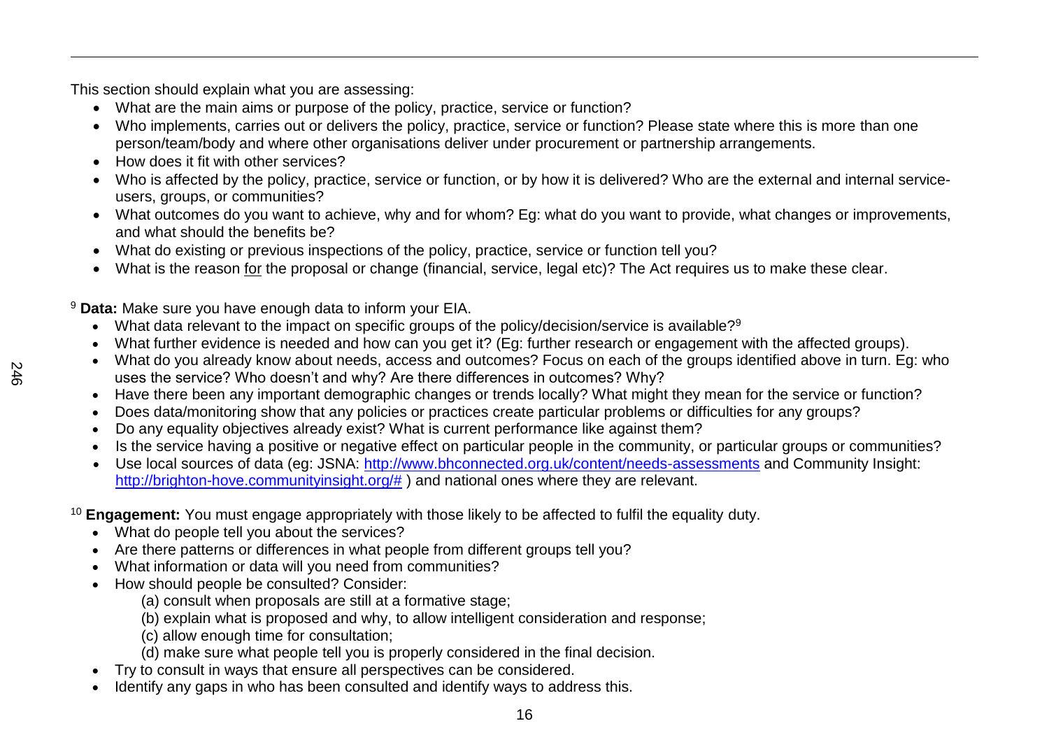This section should explain what you are assessing:

- What are the main aims or purpose of the policy, practice, service or function?
- Who implements, carries out or delivers the policy, practice, service or function? Please state where this is more than one person/team/body and where other organisations deliver under procurement or partnership arrangements.
- How does it fit with other services?
- Who is affected by the policy, practice, service or function, or by how it is delivered? Who are the external and internal service-users, groups, or communities?
- What outcomes do you want to achieve, why and for whom? Eg: what do you want to provide, what changes or improvements, and what should the benefits be?
- What do existing or previous inspections of the policy, practice, service or function tell you?
- What is the reason for the proposal or change (financial, service, legal etc)? The Act requires us to make these clear.

[9] **Data:** Make sure you have enough data to inform your EIA.

- What data relevant to the impact on specific groups of the policy/decision/service is available?[9]
- What further evidence is needed and how can you get it? (Eg: further research or engagement with the affected groups).
- What do you already know about needs, access and outcomes? Focus on each of the groups identified above in turn. Eg: who uses the service? Who doesn't and why? Are there differences in outcomes? Why?
- Have there been any important demographic changes or trends locally? What might they mean for the service or function?
- Does data/monitoring show that any policies or practices create particular problems or difficulties for any groups?
- Do any equality objectives already exist? What is current performance like against them?
- Is the service having a positive or negative effect on particular people in the community, or particular groups or communities?
- Use local sources of data (eg: JSNA: http://www.bhconnected.org.uk/content/needs-assessments and Community Insight: http://brighton-hove.communityinsight.org/# ) and national ones where they are relevant.

[10] **Engagement:** You must engage appropriately with those likely to be affected to fulfil the equality duty.

- What do people tell you about the services?
- Are there patterns or differences in what people from different groups tell you?
- What information or data will you need from communities?
- How should people be consulted? Consider:
  (a) consult when proposals are still at a formative stage;
  (b) explain what is proposed and why, to allow intelligent consideration and response;
  (c) allow enough time for consultation;
  (d) make sure what people tell you is properly considered in the final decision.
- Try to consult in ways that ensure all perspectives can be considered.
- Identify any gaps in who has been consulted and identify ways to address this.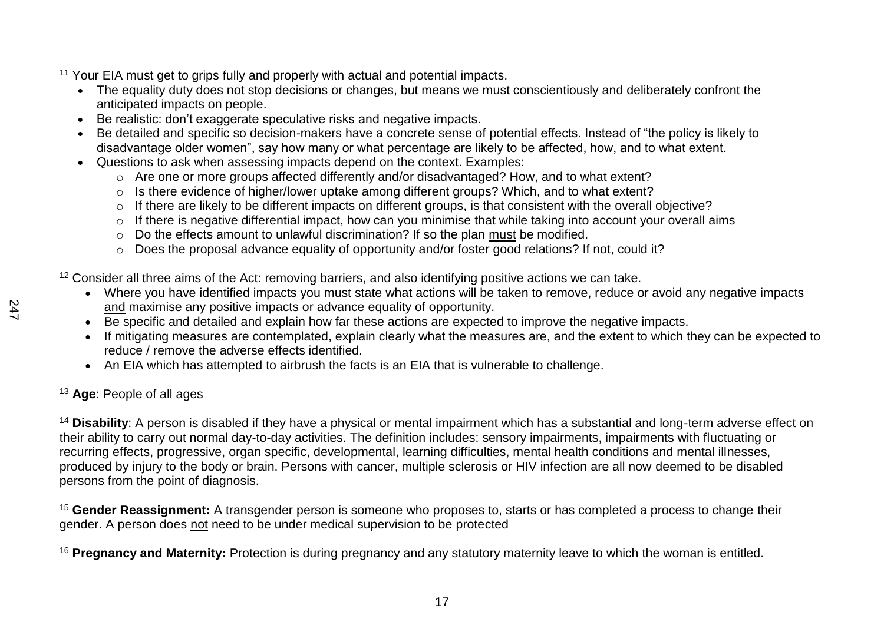[11] Your EIA must get to grips fully and properly with actual and potential impacts.

- The equality duty does not stop decisions or changes, but means we must conscientiously and deliberately confront the anticipated impacts on people.
- Be realistic: don't exaggerate speculative risks and negative impacts.
- Be detailed and specific so decision-makers have a concrete sense of potential effects. Instead of "the policy is likely to disadvantage older women", say how many or what percentage are likely to be affected, how, and to what extent.
- Questions to ask when assessing impacts depend on the context. Examples:
  - Are one or more groups affected differently and/or disadvantaged? How, and to what extent?
  - Is there evidence of higher/lower uptake among different groups? Which, and to what extent?
  - If there are likely to be different impacts on different groups, is that consistent with the overall objective?
  - If there is negative differential impact, how can you minimise that while taking into account your overall aims
  - Do the effects amount to unlawful discrimination? If so the plan <u>must</u> be modified.
  - Does the proposal advance equality of opportunity and/or foster good relations? If not, could it?

[12] Consider all three aims of the Act: removing barriers, and also identifying positive actions we can take.

- Where you have identified impacts you must state what actions will be taken to remove, reduce or avoid any negative impacts <u>and</u> maximise any positive impacts or advance equality of opportunity.
- Be specific and detailed and explain how far these actions are expected to improve the negative impacts.
- If mitigating measures are contemplated, explain clearly what the measures are, and the extent to which they can be expected to reduce / remove the adverse effects identified.
- An EIA which has attempted to airbrush the facts is an EIA that is vulnerable to challenge.

[13] **Age**: People of all ages

[14] **Disability**: A person is disabled if they have a physical or mental impairment which has a substantial and long-term adverse effect on their ability to carry out normal day-to-day activities. The definition includes: sensory impairments, impairments with fluctuating or recurring effects, progressive, organ specific, developmental, learning difficulties, mental health conditions and mental illnesses, produced by injury to the body or brain. Persons with cancer, multiple sclerosis or HIV infection are all now deemed to be disabled persons from the point of diagnosis.

[15] **Gender Reassignment:** A transgender person is someone who proposes to, starts or has completed a process to change their gender. A person does <u>not</u> need to be under medical supervision to be protected

[16] **Pregnancy and Maternity:** Protection is during pregnancy and any statutory maternity leave to which the woman is entitled.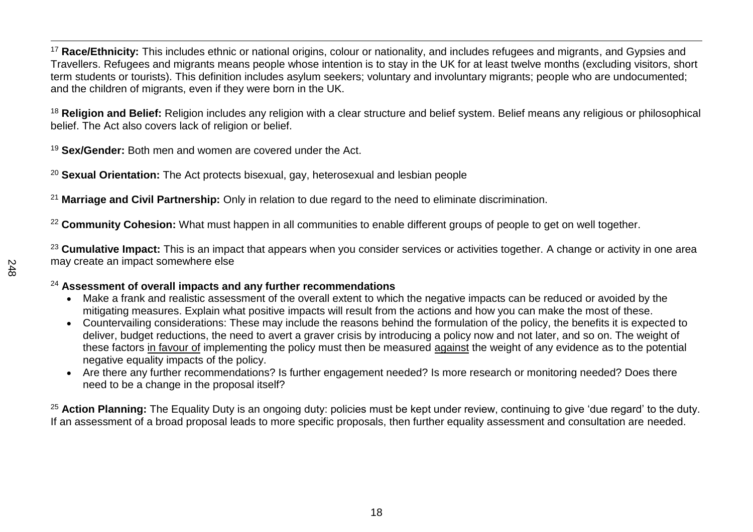[17] **Race/Ethnicity:** This includes ethnic or national origins, colour or nationality, and includes refugees and migrants, and Gypsies and Travellers. Refugees and migrants means people whose intention is to stay in the UK for at least twelve months (excluding visitors, short term students or tourists). This definition includes asylum seekers; voluntary and involuntary migrants; people who are undocumented; and the children of migrants, even if they were born in the UK.

[18] **Religion and Belief:** Religion includes any religion with a clear structure and belief system. Belief means any religious or philosophical belief. The Act also covers lack of religion or belief.

[19] **Sex/Gender:** Both men and women are covered under the Act.

[20] **Sexual Orientation:** The Act protects bisexual, gay, heterosexual and lesbian people

[21] **Marriage and Civil Partnership:** Only in relation to due regard to the need to eliminate discrimination.

[22] **Community Cohesion:** What must happen in all communities to enable different groups of people to get on well together.

[23] **Cumulative Impact:** This is an impact that appears when you consider services or activities together. A change or activity in one area may create an impact somewhere else

[24] **Assessment of overall impacts and any further recommendations**

- Make a frank and realistic assessment of the overall extent to which the negative impacts can be reduced or avoided by the mitigating measures. Explain what positive impacts will result from the actions and how you can make the most of these.
- Countervailing considerations: These may include the reasons behind the formulation of the policy, the benefits it is expected to deliver, budget reductions, the need to avert a graver crisis by introducing a policy now and not later, and so on. The weight of these factors in favour of implementing the policy must then be measured against the weight of any evidence as to the potential negative equality impacts of the policy.
- Are there any further recommendations? Is further engagement needed? Is more research or monitoring needed? Does there need to be a change in the proposal itself?

[25] **Action Planning:** The Equality Duty is an ongoing duty: policies must be kept under review, continuing to give 'due regard' to the duty. If an assessment of a broad proposal leads to more specific proposals, then further equality assessment and consultation are needed.